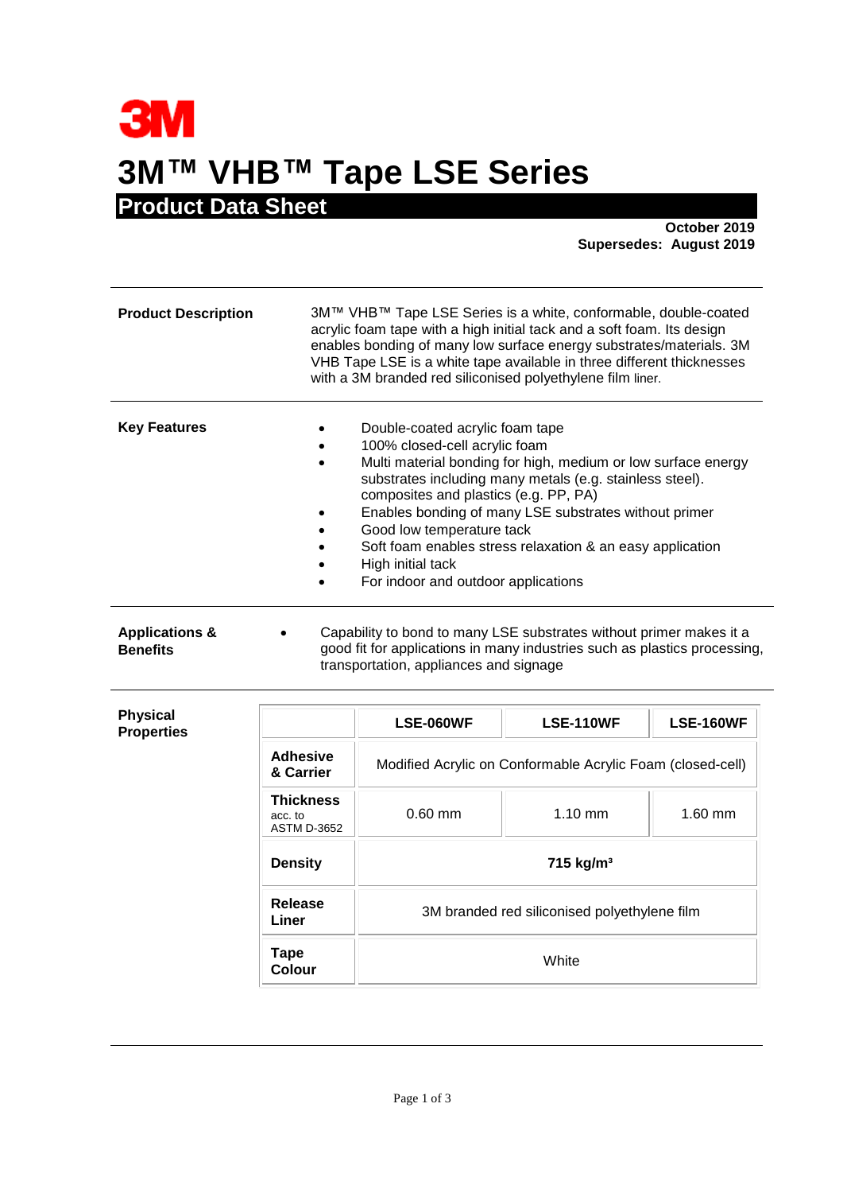3M

# 3M™ VHB™ Tape LSE Series

## Product Data Sheet

**October 2019**
**Supersedes: August 2019**

---

**Product Description**

3M™ VHB™ Tape LSE Series is a white, conformable, double-coated acrylic foam tape with a high initial tack and a soft foam. Its design enables bonding of many low surface energy substrates/materials. 3M VHB Tape LSE is a white tape available in three different thicknesses with a 3M branded red siliconised polyethylene film liner.

---

**Key Features**

- Double-coated acrylic foam tape
- 100% closed-cell acrylic foam
- Multi material bonding for high, medium or low surface energy substrates including many metals (e.g. stainless steel). composites and plastics (e.g. PP, PA)
- Enables bonding of many LSE substrates without primer
- Good low temperature tack
- Soft foam enables stress relaxation & an easy application
- High initial tack
- For indoor and outdoor applications

---

**Applications & Benefits**

- Capability to bond to many LSE substrates without primer makes it a good fit for applications in many industries such as plastics processing, transportation, appliances and signage

---

**Physical Properties**

| | LSE-060WF | LSE-110WF | LSE-160WF |
|---|---|---|---|
| **Adhesive & Carrier** | Modified Acrylic on Conformable Acrylic Foam (closed-cell) | | |
| **Thickness** acc. to ASTM D-3652 | 0.60 mm | 1.10 mm | 1.60 mm |
| **Density** | **715 kg/m³** | | |
| **Release Liner** | 3M branded red siliconised polyethylene film | | |
| **Tape Colour** | White | | |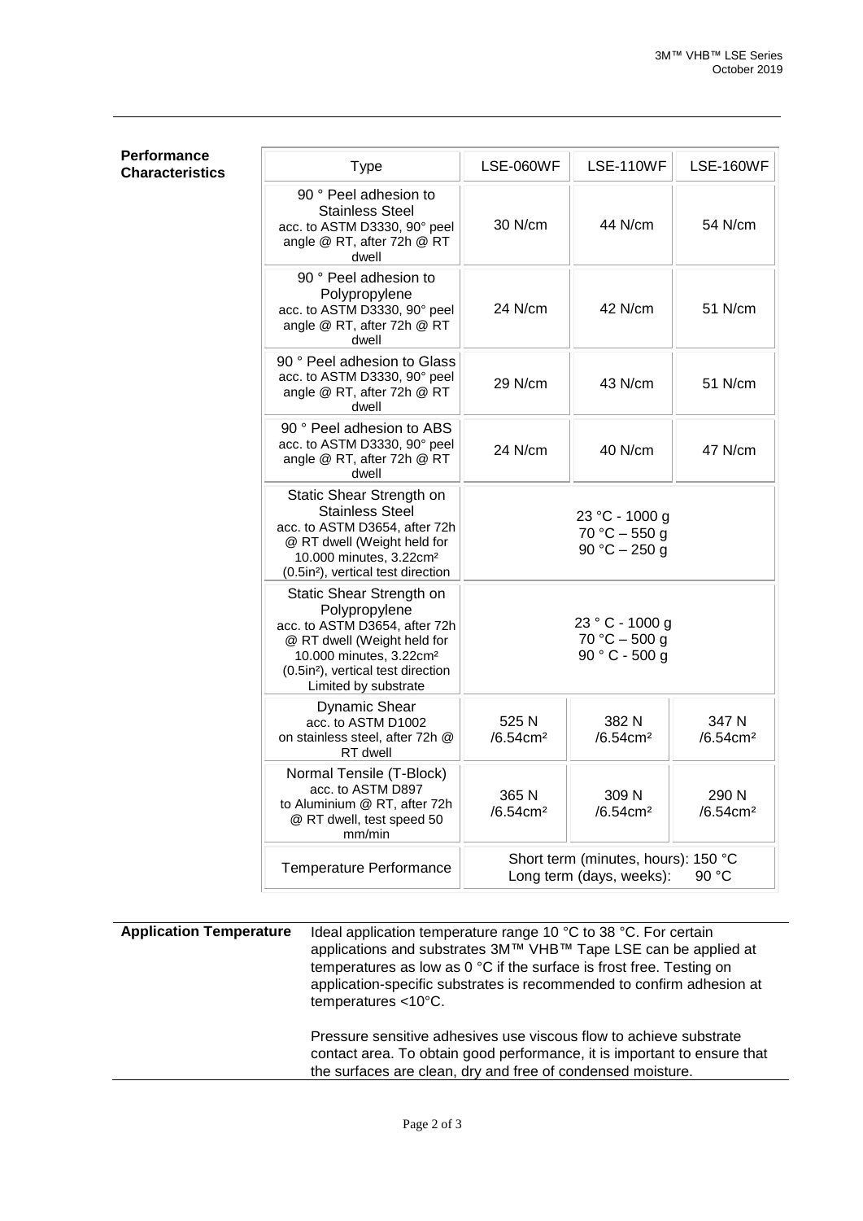## Performance Characteristics

| Type | LSE-060WF | LSE-110WF | LSE-160WF |
|---|---|---|---|
| 90 ° Peel adhesion to Stainless Steel acc. to ASTM D3330, 90° peel angle @ RT, after 72h @ RT dwell | 30 N/cm | 44 N/cm | 54 N/cm |
| 90 ° Peel adhesion to Polypropylene acc. to ASTM D3330, 90° peel angle @ RT, after 72h @ RT dwell | 24 N/cm | 42 N/cm | 51 N/cm |
| 90 ° Peel adhesion to Glass acc. to ASTM D3330, 90° peel angle @ RT, after 72h @ RT dwell | 29 N/cm | 43 N/cm | 51 N/cm |
| 90 ° Peel adhesion to ABS acc. to ASTM D3330, 90° peel angle @ RT, after 72h @ RT dwell | 24 N/cm | 40 N/cm | 47 N/cm |
| Static Shear Strength on Stainless Steel acc. to ASTM D3654, after 72h @ RT dwell (Weight held for 10.000 minutes, 3.22cm², (0.5in²), vertical test direction | 23 °C - 1000 g<br>70 °C – 550 g<br>90 °C – 250 g | | |
| Static Shear Strength on Polypropylene acc. to ASTM D3654, after 72h @ RT dwell (Weight held for 10.000 minutes, 3.22cm² (0.5in²), vertical test direction Limited by substrate | 23 ° C - 1000 g<br>70 °C – 500 g<br>90 ° C - 500 g | | |
| Dynamic Shear acc. to ASTM D1002 on stainless steel, after 72h @ RT dwell | 525 N /6.54cm² | 382 N /6.54cm² | 347 N /6.54cm² |
| Normal Tensile (T-Block) acc. to ASTM D897 to Aluminium @ RT, after 72h @ RT dwell, test speed 50 mm/min | 365 N /6.54cm² | 309 N /6.54cm² | 290 N /6.54cm² |
| Temperature Performance | Short term (minutes, hours): 150 °C<br>Long term (days, weeks): 90 °C | | |

## Application Temperature

Ideal application temperature range 10 °C to 38 °C. For certain applications and substrates 3M™ VHB™ Tape LSE can be applied at temperatures as low as 0 °C if the surface is frost free. Testing on application-specific substrates is recommended to confirm adhesion at temperatures <10°C.

Pressure sensitive adhesives use viscous flow to achieve substrate contact area. To obtain good performance, it is important to ensure that the surfaces are clean, dry and free of condensed moisture.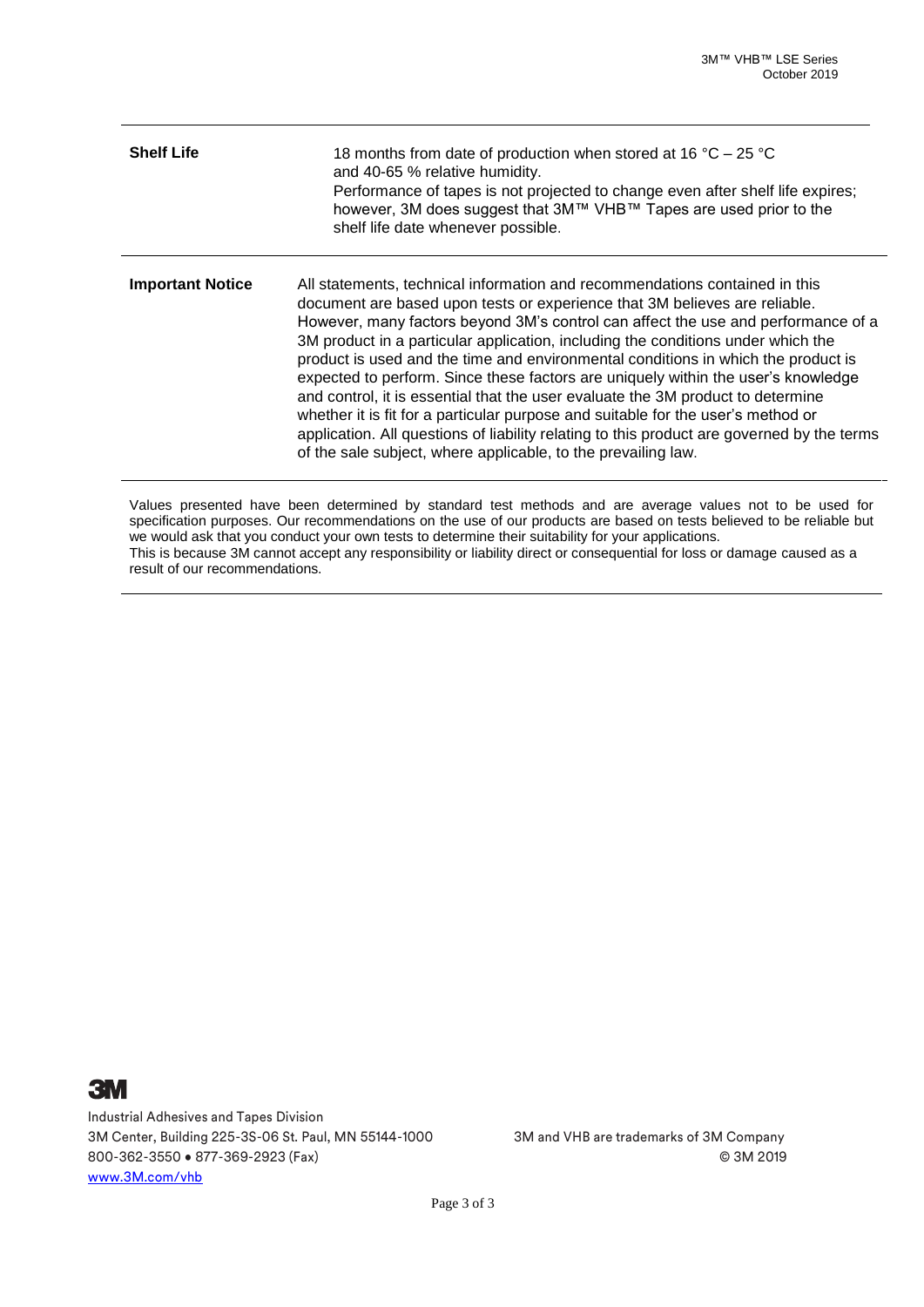| | |
|---|---|
| **Shelf Life** | 18 months from date of production when stored at 16 °C – 25 °C and 40-65 % relative humidity.<br>Performance of tapes is not projected to change even after shelf life expires; however, 3M does suggest that 3M™ VHB™ Tapes are used prior to the shelf life date whenever possible. |
| **Important Notice** | All statements, technical information and recommendations contained in this document are based upon tests or experience that 3M believes are reliable. However, many factors beyond 3M's control can affect the use and performance of a 3M product in a particular application, including the conditions under which the product is used and the time and environmental conditions in which the product is expected to perform. Since these factors are uniquely within the user's knowledge and control, it is essential that the user evaluate the 3M product to determine whether it is fit for a particular purpose and suitable for the user's method or application. All questions of liability relating to this product are governed by the terms of the sale subject, where applicable, to the prevailing law. |

Values presented have been determined by standard test methods and are average values not to be used for specification purposes. Our recommendations on the use of our products are based on tests believed to be reliable but we would ask that you conduct your own tests to determine their suitability for your applications.
This is because 3M cannot accept any responsibility or liability direct or consequential for loss or damage caused as a result of our recommendations.

3M

Industrial Adhesives and Tapes Division
3M Center, Building 225-3S-06 St. Paul, MN 55144-1000
800-362-3550 • 877-369-2923 (Fax)
www.3M.com/vhb

3M and VHB are trademarks of 3M Company
© 3M 2019